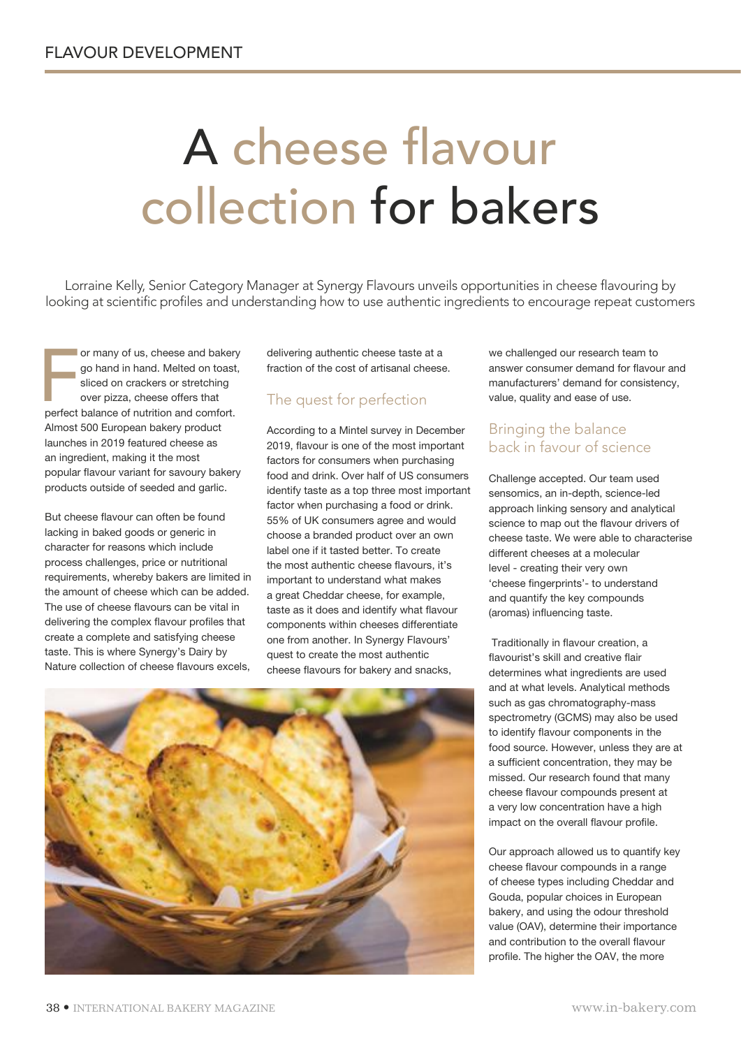// FLAVOUR DEVELOPMENT

# A cheese flavour collection for bakers

Lorraine Kelly, Senior Category Manager at Synergy Flavours unveils opportunities in cheese flavouring by looking at scientific profiles and understanding how to use authentic ingredients to encourage repeat customers

For many of us, cheese and bakery go hand in hand. Melted on toast, sliced on crackers or stretching over pizza, cheese offers that perfect balance of nutrition and comfort. Almost 500 European bakery product launches in 2019 featured cheese as an ingredient, making it the most popular flavour variant for savoury bakery products outside of seeded and garlic.

But cheese flavour can often be found lacking in baked goods or generic in character for reasons which include process challenges, price or nutritional requirements, whereby bakers are limited in the amount of cheese which can be added. The use of cheese flavours can be vital in delivering the complex flavour profiles that create a complete and satisfying cheese taste. This is where Synergy's Dairy by Nature collection of cheese flavours excels, delivering authentic cheese taste at a fraction of the cost of artisanal cheese.

## The quest for perfection

According to a Mintel survey in December 2019, flavour is one of the most important factors for consumers when purchasing food and drink. Over half of US consumers identify taste as a top three most important factor when purchasing a food or drink. 55% of UK consumers agree and would choose a branded product over an own label one if it tasted better. To create the most authentic cheese flavours, it's important to understand what makes a great Cheddar cheese, for example, taste as it does and identify what flavour components within cheeses differentiate one from another. In Synergy Flavours' quest to create the most authentic cheese flavours for bakery and snacks, we challenged our research team to answer consumer demand for flavour and manufacturers' demand for consistency, value, quality and ease of use.

## Bringing the balance back in favour of science

Challenge accepted. Our team used sensomics, an in-depth, science-led approach linking sensory and analytical science to map out the flavour drivers of cheese taste. We were able to characterise different cheeses at a molecular level - creating their very own 'cheese fingerprints'- to understand and quantify the key compounds (aromas) influencing taste.

Traditionally in flavour creation, a flavourist's skill and creative flair determines what ingredients are used and at what levels. Analytical methods such as gas chromatography-mass spectrometry (GCMS) may also be used to identify flavour components in the food source. However, unless they are at a sufficient concentration, they may be missed. Our research found that many cheese flavour compounds present at a very low concentration have a high impact on the overall flavour profile.

Our approach allowed us to quantify key cheese flavour compounds in a range of cheese types including Cheddar and Gouda, popular choices in European bakery, and using the odour threshold value (OAV), determine their importance and contribution to the overall flavour profile. The higher the OAV, the more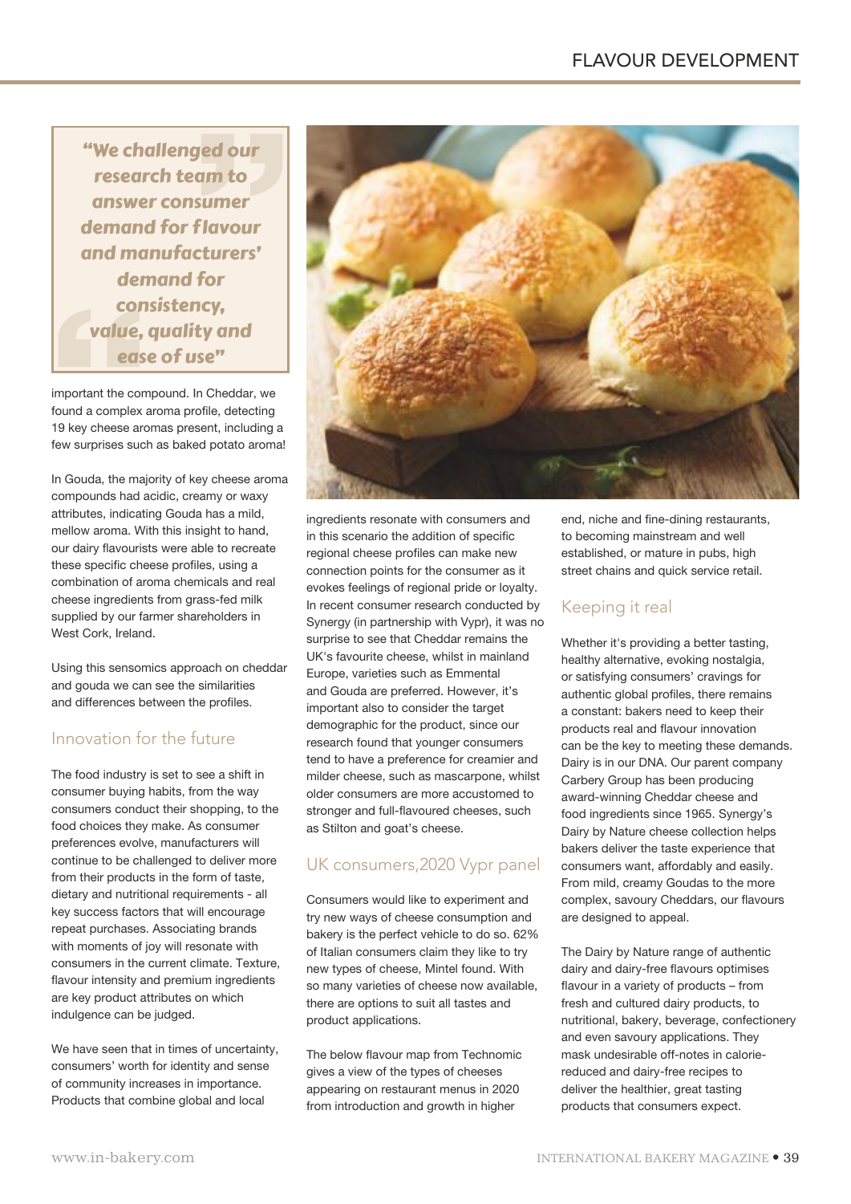> **"We challenged our research team to answer consumer demand for flavour and manufacturers' demand for consistency, value, quality and ease of use"**

important the compound. In Cheddar, we found a complex aroma profile, detecting 19 key cheese aromas present, including a few surprises such as baked potato aroma!

In Gouda, the majority of key cheese aroma compounds had acidic, creamy or waxy attributes, indicating Gouda has a mild, mellow aroma. With this insight to hand, our dairy flavourists were able to recreate these specific cheese profiles, using a combination of aroma chemicals and real cheese ingredients from grass-fed milk supplied by our farmer shareholders in West Cork, Ireland.

Using this sensomics approach on cheddar and gouda we can see the similarities and differences between the profiles.

## Innovation for the future

The food industry is set to see a shift in consumer buying habits, from the way consumers conduct their shopping, to the food choices they make. As consumer preferences evolve, manufacturers will continue to be challenged to deliver more from their products in the form of taste, dietary and nutritional requirements - all key success factors that will encourage repeat purchases. Associating brands with moments of joy will resonate with consumers in the current climate. Texture, flavour intensity and premium ingredients are key product attributes on which indulgence can be judged.

We have seen that in times of uncertainty, consumers' worth for identity and sense of community increases in importance. Products that combine global and local ingredients resonate with consumers and in this scenario the addition of specific regional cheese profiles can make new connection points for the consumer as it evokes feelings of regional pride or loyalty. In recent consumer research conducted by Synergy (in partnership with Vypr), it was no surprise to see that Cheddar remains the UK's favourite cheese, whilst in mainland Europe, varieties such as Emmental and Gouda are preferred. However, it's important also to consider the target demographic for the product, since our research found that younger consumers tend to have a preference for creamier and milder cheese, such as mascarpone, whilst older consumers are more accustomed to stronger and full-flavoured cheeses, such as Stilton and goat's cheese.

## UK consumers,2020 Vypr panel

Consumers would like to experiment and try new ways of cheese consumption and bakery is the perfect vehicle to do so. 62% of Italian consumers claim they like to try new types of cheese, Mintel found. With so many varieties of cheese now available, there are options to suit all tastes and product applications.

The below flavour map from Technomic gives a view of the types of cheeses appearing on restaurant menus in 2020 from introduction and growth in higher end, niche and fine-dining restaurants, to becoming mainstream and well established, or mature in pubs, high street chains and quick service retail.

## Keeping it real

Whether it's providing a better tasting, healthy alternative, evoking nostalgia, or satisfying consumers' cravings for authentic global profiles, there remains a constant: bakers need to keep their products real and flavour innovation can be the key to meeting these demands. Dairy is in our DNA. Our parent company Carbery Group has been producing award-winning Cheddar cheese and food ingredients since 1965. Synergy's Dairy by Nature cheese collection helps bakers deliver the taste experience that consumers want, affordably and easily. From mild, creamy Goudas to the more complex, savoury Cheddars, our flavours are designed to appeal.

The Dairy by Nature range of authentic dairy and dairy-free flavours optimises flavour in a variety of products – from fresh and cultured dairy products, to nutritional, bakery, beverage, confectionery and even savoury applications. They mask undesirable off-notes in calorie-reduced and dairy-free recipes to deliver the healthier, great tasting products that consumers expect.